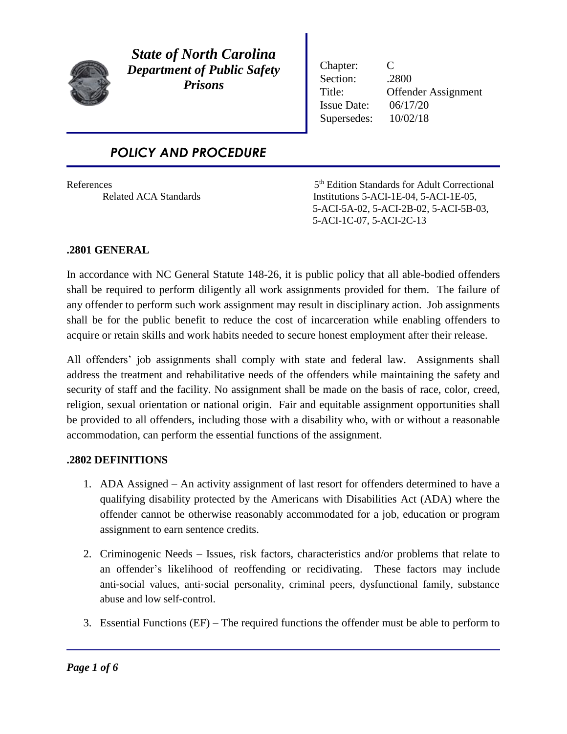***State of North Carolina***
***Department of Public Safety***
***Prisons***

| | |
|---|---|
| Chapter: | C |
| Section: | .2800 |
| Title: | Offender Assignment |
| Issue Date: | 06/17/20 |
| Supersedes: | 10/02/18 |

# *POLICY AND PROCEDURE*

| References | |
|---|---|
| Related ACA Standards | 5th Edition Standards for Adult Correctional Institutions 5-ACI-1E-04, 5-ACI-1E-05, 5-ACI-5A-02, 5-ACI-2B-02, 5-ACI-5B-03, 5-ACI-1C-07, 5-ACI-2C-13 |

## .2801 GENERAL

In accordance with NC General Statute 148-26, it is public policy that all able-bodied offenders shall be required to perform diligently all work assignments provided for them. The failure of any offender to perform such work assignment may result in disciplinary action. Job assignments shall be for the public benefit to reduce the cost of incarceration while enabling offenders to acquire or retain skills and work habits needed to secure honest employment after their release.

All offenders' job assignments shall comply with state and federal law. Assignments shall address the treatment and rehabilitative needs of the offenders while maintaining the safety and security of staff and the facility. No assignment shall be made on the basis of race, color, creed, religion, sexual orientation or national origin. Fair and equitable assignment opportunities shall be provided to all offenders, including those with a disability who, with or without a reasonable accommodation, can perform the essential functions of the assignment.

## .2802 DEFINITIONS

1. ADA Assigned – An activity assignment of last resort for offenders determined to have a qualifying disability protected by the Americans with Disabilities Act (ADA) where the offender cannot be otherwise reasonably accommodated for a job, education or program assignment to earn sentence credits.

2. Criminogenic Needs – Issues, risk factors, characteristics and/or problems that relate to an offender's likelihood of reoffending or recidivating. These factors may include anti-social values, anti-social personality, criminal peers, dysfunctional family, substance abuse and low self-control.

3. Essential Functions (EF) – The required functions the offender must be able to perform to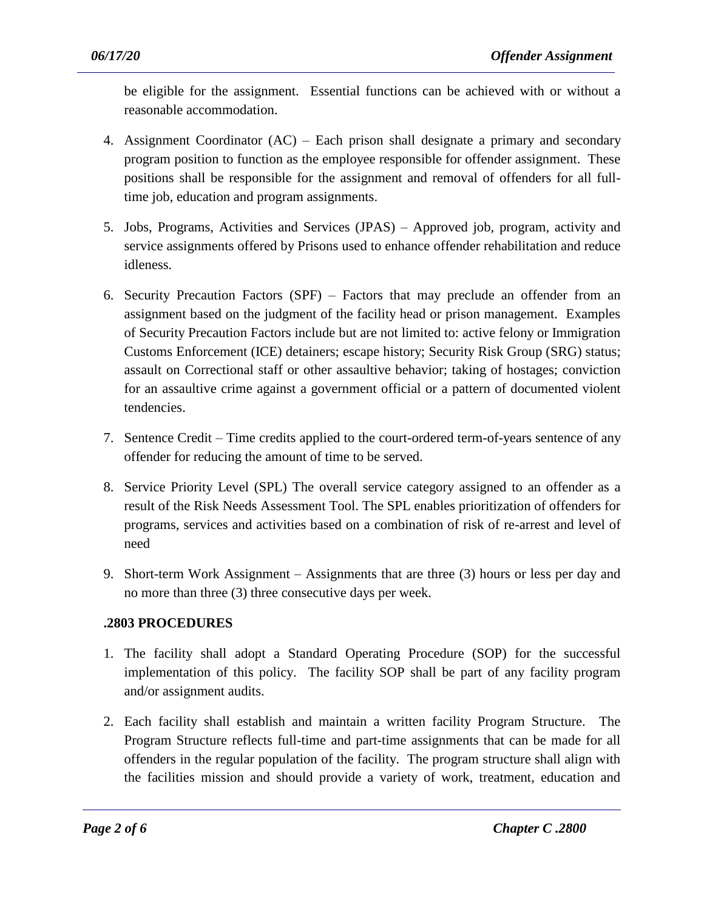be eligible for the assignment. Essential functions can be achieved with or without a reasonable accommodation.

4. Assignment Coordinator (AC) – Each prison shall designate a primary and secondary program position to function as the employee responsible for offender assignment. These positions shall be responsible for the assignment and removal of offenders for all full-time job, education and program assignments.

5. Jobs, Programs, Activities and Services (JPAS) – Approved job, program, activity and service assignments offered by Prisons used to enhance offender rehabilitation and reduce idleness.

6. Security Precaution Factors (SPF) – Factors that may preclude an offender from an assignment based on the judgment of the facility head or prison management. Examples of Security Precaution Factors include but are not limited to: active felony or Immigration Customs Enforcement (ICE) detainers; escape history; Security Risk Group (SRG) status; assault on Correctional staff or other assaultive behavior; taking of hostages; conviction for an assaultive crime against a government official or a pattern of documented violent tendencies.

7. Sentence Credit – Time credits applied to the court-ordered term-of-years sentence of any offender for reducing the amount of time to be served.

8. Service Priority Level (SPL) The overall service category assigned to an offender as a result of the Risk Needs Assessment Tool. The SPL enables prioritization of offenders for programs, services and activities based on a combination of risk of re-arrest and level of need

9. Short-term Work Assignment – Assignments that are three (3) hours or less per day and no more than three (3) three consecutive days per week.

**.2803 PROCEDURES**

1. The facility shall adopt a Standard Operating Procedure (SOP) for the successful implementation of this policy. The facility SOP shall be part of any facility program and/or assignment audits.

2. Each facility shall establish and maintain a written facility Program Structure. The Program Structure reflects full-time and part-time assignments that can be made for all offenders in the regular population of the facility. The program structure shall align with the facilities mission and should provide a variety of work, treatment, education and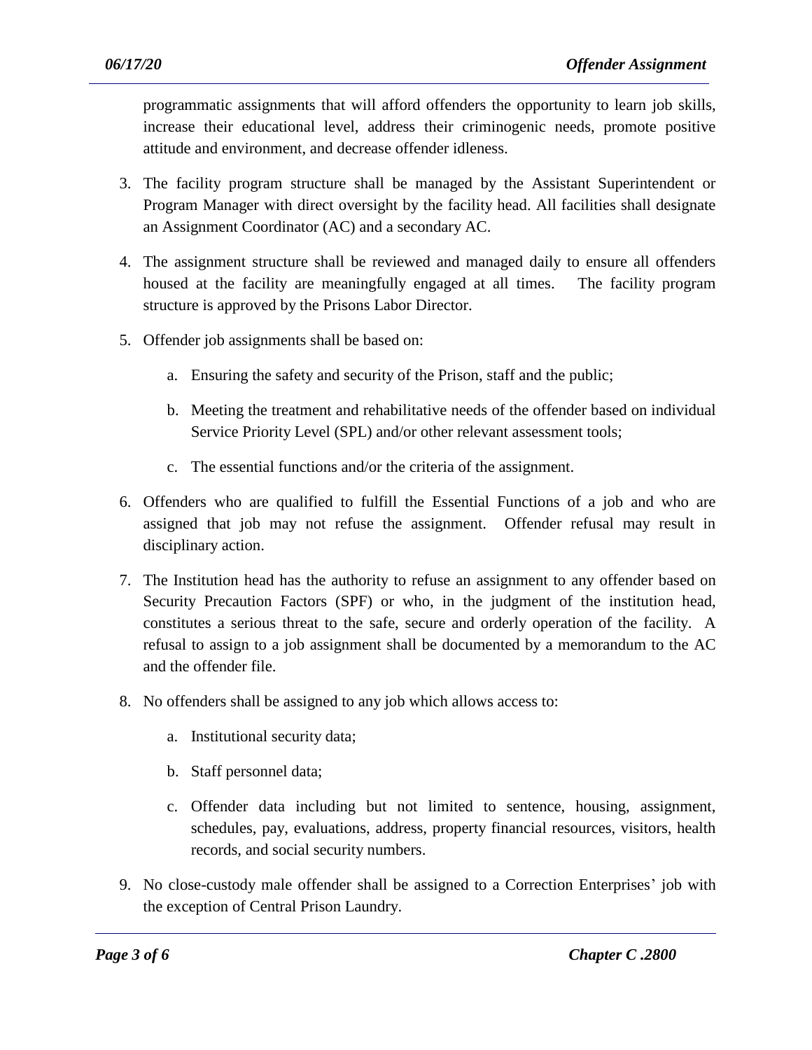programmatic assignments that will afford offenders the opportunity to learn job skills, increase their educational level, address their criminogenic needs, promote positive attitude and environment, and decrease offender idleness.

3. The facility program structure shall be managed by the Assistant Superintendent or Program Manager with direct oversight by the facility head. All facilities shall designate an Assignment Coordinator (AC) and a secondary AC.

4. The assignment structure shall be reviewed and managed daily to ensure all offenders housed at the facility are meaningfully engaged at all times. The facility program structure is approved by the Prisons Labor Director.

5. Offender job assignments shall be based on:

   a. Ensuring the safety and security of the Prison, staff and the public;

   b. Meeting the treatment and rehabilitative needs of the offender based on individual Service Priority Level (SPL) and/or other relevant assessment tools;

   c. The essential functions and/or the criteria of the assignment.

6. Offenders who are qualified to fulfill the Essential Functions of a job and who are assigned that job may not refuse the assignment. Offender refusal may result in disciplinary action.

7. The Institution head has the authority to refuse an assignment to any offender based on Security Precaution Factors (SPF) or who, in the judgment of the institution head, constitutes a serious threat to the safe, secure and orderly operation of the facility. A refusal to assign to a job assignment shall be documented by a memorandum to the AC and the offender file.

8. No offenders shall be assigned to any job which allows access to:

   a. Institutional security data;

   b. Staff personnel data;

   c. Offender data including but not limited to sentence, housing, assignment, schedules, pay, evaluations, address, property financial resources, visitors, health records, and social security numbers.

9. No close-custody male offender shall be assigned to a Correction Enterprises' job with the exception of Central Prison Laundry.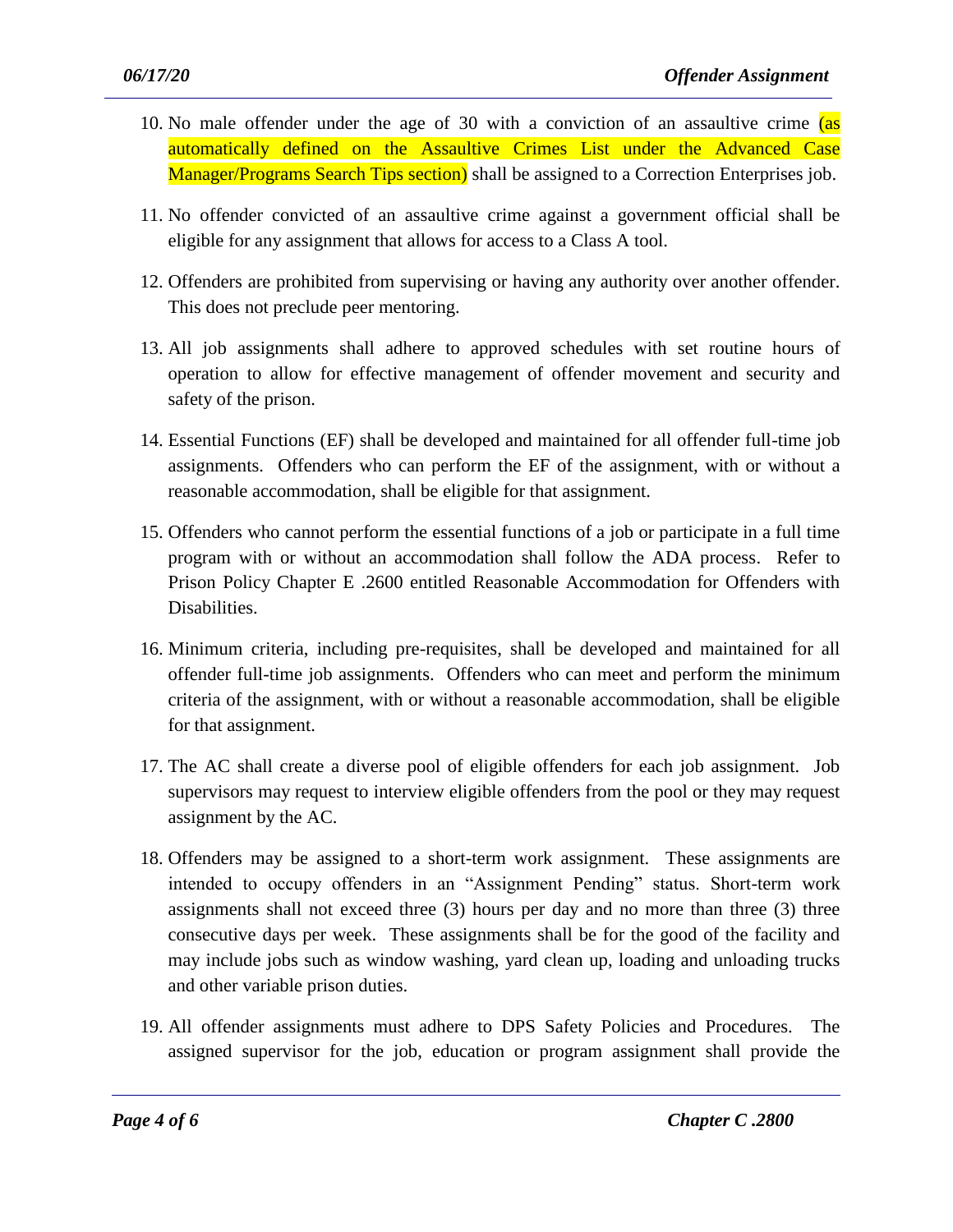10. No male offender under the age of 30 with a conviction of an assaultive crime (as automatically defined on the Assaultive Crimes List under the Advanced Case Manager/Programs Search Tips section) shall be assigned to a Correction Enterprises job.

11. No offender convicted of an assaultive crime against a government official shall be eligible for any assignment that allows for access to a Class A tool.

12. Offenders are prohibited from supervising or having any authority over another offender. This does not preclude peer mentoring.

13. All job assignments shall adhere to approved schedules with set routine hours of operation to allow for effective management of offender movement and security and safety of the prison.

14. Essential Functions (EF) shall be developed and maintained for all offender full-time job assignments. Offenders who can perform the EF of the assignment, with or without a reasonable accommodation, shall be eligible for that assignment.

15. Offenders who cannot perform the essential functions of a job or participate in a full time program with or without an accommodation shall follow the ADA process. Refer to Prison Policy Chapter E .2600 entitled Reasonable Accommodation for Offenders with Disabilities.

16. Minimum criteria, including pre-requisites, shall be developed and maintained for all offender full-time job assignments. Offenders who can meet and perform the minimum criteria of the assignment, with or without a reasonable accommodation, shall be eligible for that assignment.

17. The AC shall create a diverse pool of eligible offenders for each job assignment. Job supervisors may request to interview eligible offenders from the pool or they may request assignment by the AC.

18. Offenders may be assigned to a short-term work assignment. These assignments are intended to occupy offenders in an "Assignment Pending" status. Short-term work assignments shall not exceed three (3) hours per day and no more than three (3) three consecutive days per week. These assignments shall be for the good of the facility and may include jobs such as window washing, yard clean up, loading and unloading trucks and other variable prison duties.

19. All offender assignments must adhere to DPS Safety Policies and Procedures. The assigned supervisor for the job, education or program assignment shall provide the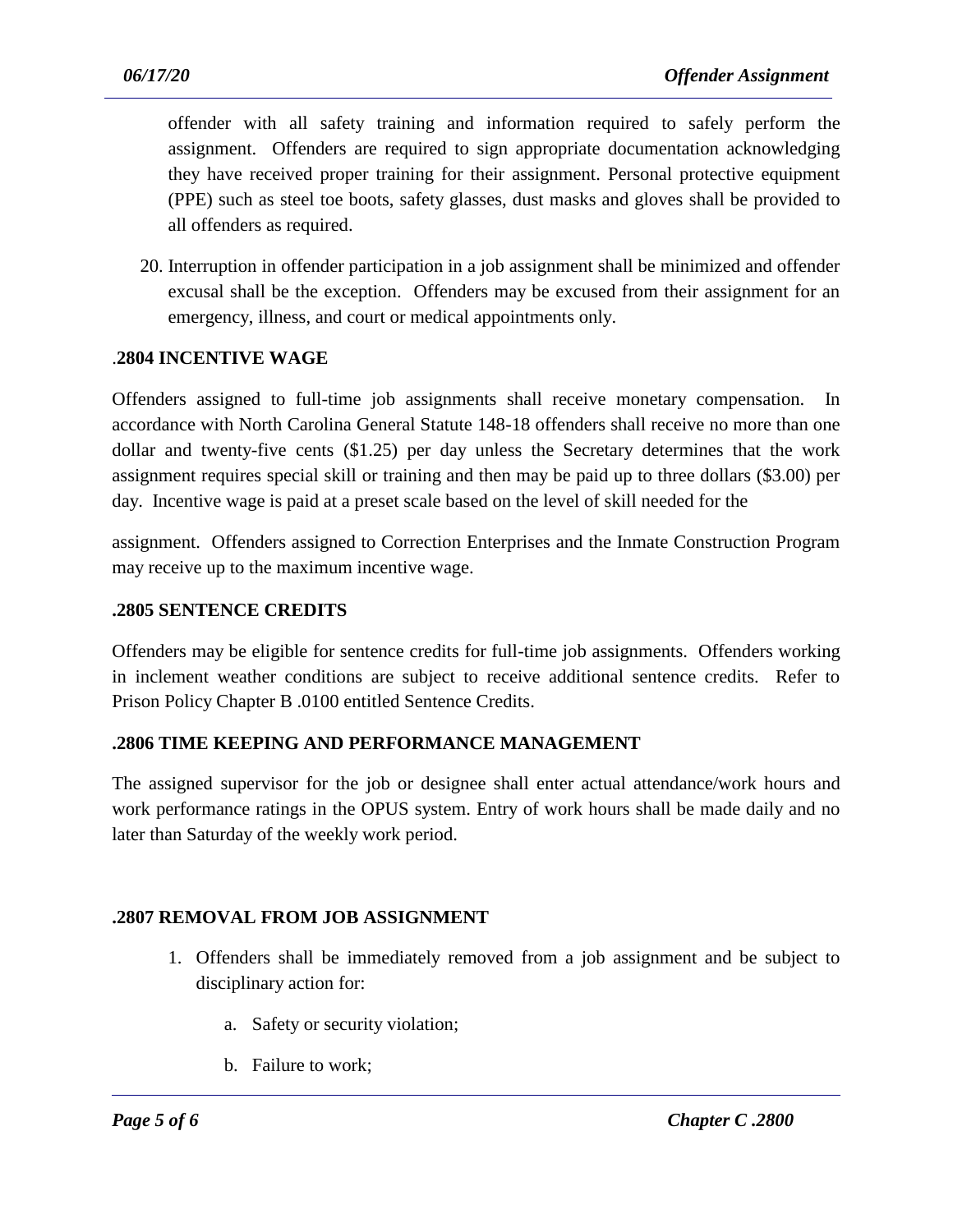offender with all safety training and information required to safely perform the assignment. Offenders are required to sign appropriate documentation acknowledging they have received proper training for their assignment. Personal protective equipment (PPE) such as steel toe boots, safety glasses, dust masks and gloves shall be provided to all offenders as required.

20. Interruption in offender participation in a job assignment shall be minimized and offender excusal shall be the exception. Offenders may be excused from their assignment for an emergency, illness, and court or medical appointments only.

### .2804 INCENTIVE WAGE

Offenders assigned to full-time job assignments shall receive monetary compensation. In accordance with North Carolina General Statute 148-18 offenders shall receive no more than one dollar and twenty-five cents ($1.25) per day unless the Secretary determines that the work assignment requires special skill or training and then may be paid up to three dollars ($3.00) per day. Incentive wage is paid at a preset scale based on the level of skill needed for the assignment. Offenders assigned to Correction Enterprises and the Inmate Construction Program may receive up to the maximum incentive wage.

### .2805 SENTENCE CREDITS

Offenders may be eligible for sentence credits for full-time job assignments. Offenders working in inclement weather conditions are subject to receive additional sentence credits. Refer to Prison Policy Chapter B .0100 entitled Sentence Credits.

### .2806 TIME KEEPING AND PERFORMANCE MANAGEMENT

The assigned supervisor for the job or designee shall enter actual attendance/work hours and work performance ratings in the OPUS system. Entry of work hours shall be made daily and no later than Saturday of the weekly work period.

### .2807 REMOVAL FROM JOB ASSIGNMENT

1. Offenders shall be immediately removed from a job assignment and be subject to disciplinary action for:

    a. Safety or security violation;

    b. Failure to work;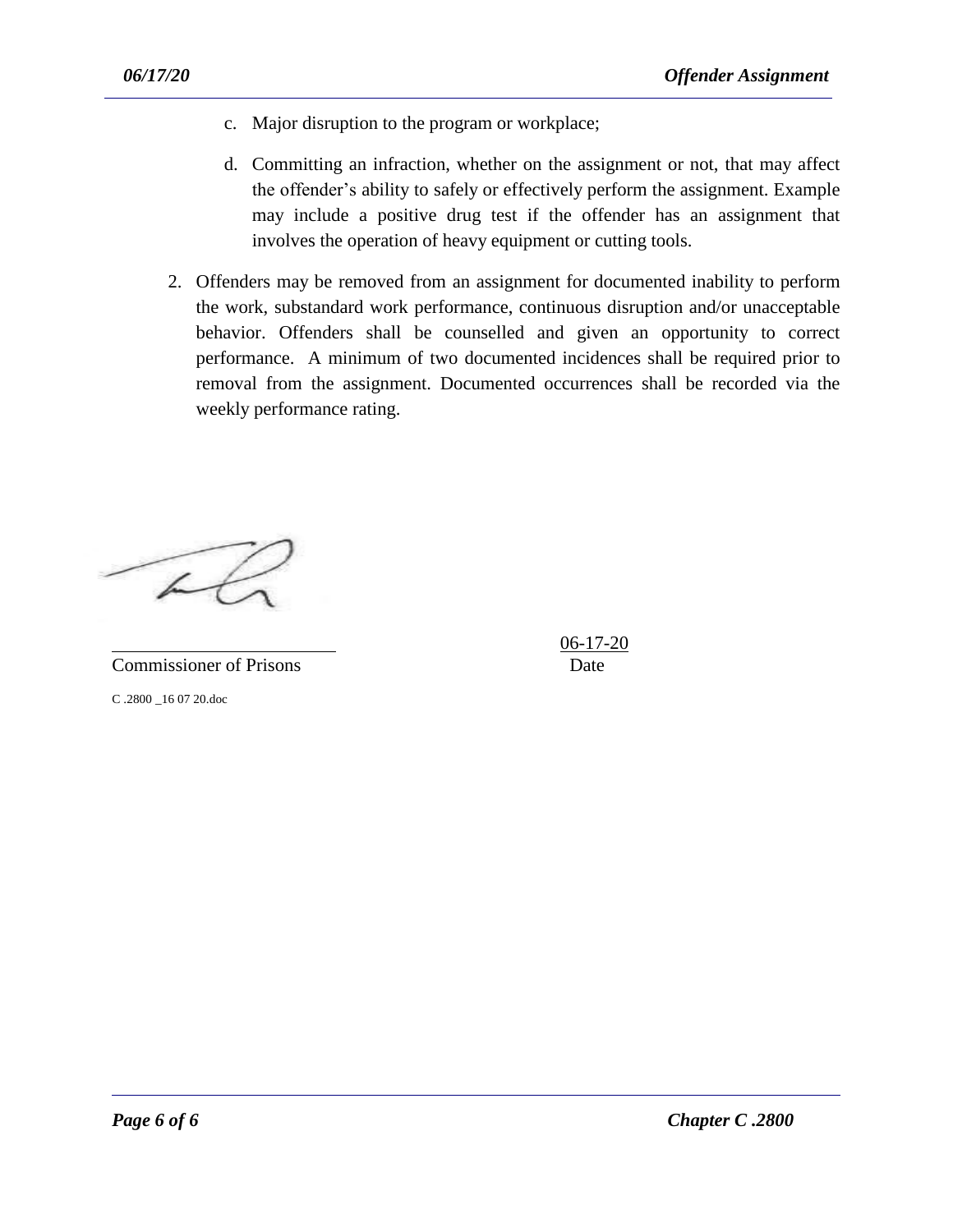c. Major disruption to the program or workplace;

d. Committing an infraction, whether on the assignment or not, that may affect the offender's ability to safely or effectively perform the assignment. Example may include a positive drug test if the offender has an assignment that involves the operation of heavy equipment or cutting tools.

2. Offenders may be removed from an assignment for documented inability to perform the work, substandard work performance, continuous disruption and/or unacceptable behavior. Offenders shall be counselled and given an opportunity to correct performance. A minimum of two documented incidences shall be required prior to removal from the assignment. Documented occurrences shall be recorded via the weekly performance rating.

| | |
|---|---|
| \_\_\_\_\_\_\_\_\_\_\_\_\_\_\_\_\_\_\_\_\_\_\_\_ | 06-17-20 |
| Commissioner of Prisons | Date |

C .2800 _16 07 20.doc